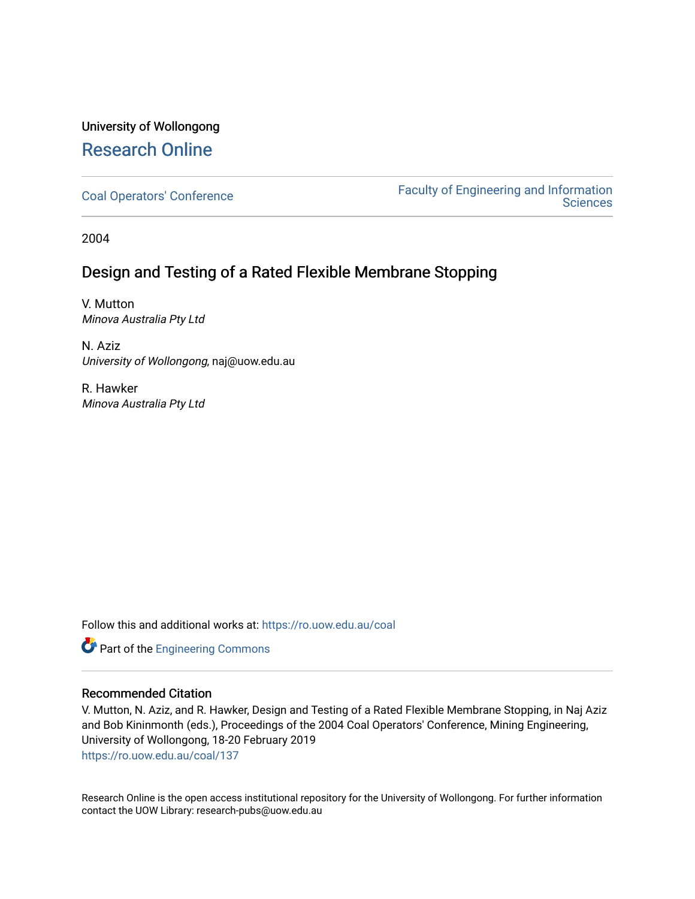University of Wollongong

# Research Online

Coal Operators' Conference

Faculty of Engineering and Information Sciences

2004

## Design and Testing of a Rated Flexible Membrane Stopping

V. Mutton
*Minova Australia Pty Ltd*

N. Aziz
*University of Wollongong*, naj@uow.edu.au

R. Hawker
*Minova Australia Pty Ltd*

Follow this and additional works at: https://ro.uow.edu.au/coal

Part of the Engineering Commons

### Recommended Citation

V. Mutton, N. Aziz, and R. Hawker, Design and Testing of a Rated Flexible Membrane Stopping, in Naj Aziz and Bob Kininmonth (eds.), Proceedings of the 2004 Coal Operators' Conference, Mining Engineering, University of Wollongong, 18-20 February 2019
https://ro.uow.edu.au/coal/137

Research Online is the open access institutional repository for the University of Wollongong. For further information contact the UOW Library: research-pubs@uow.edu.au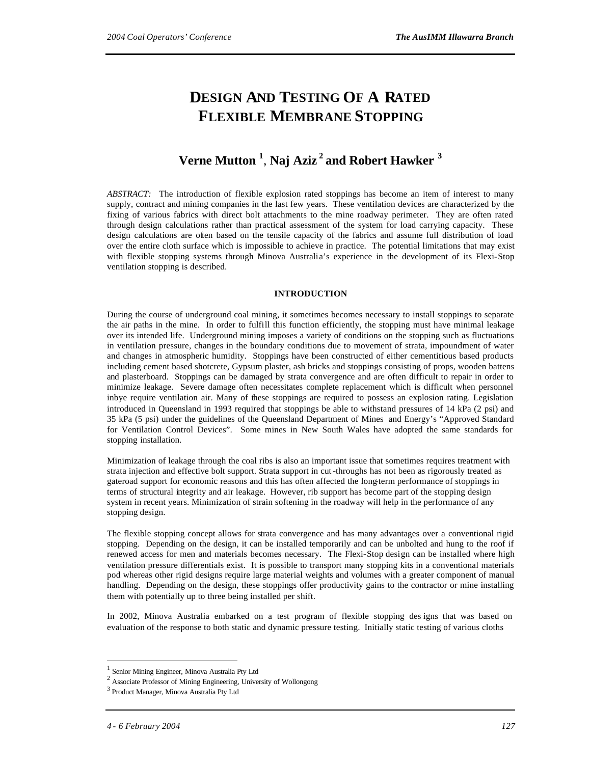# DESIGN AND TESTING OF A RATED FLEXIBLE MEMBRANE STOPPING

## Verne Mutton [1], Naj Aziz [2] and Robert Hawker [3]

*ABSTRACT:* The introduction of flexible explosion rated stoppings has become an item of interest to many supply, contract and mining companies in the last few years. These ventilation devices are characterized by the fixing of various fabrics with direct bolt attachments to the mine roadway perimeter. They are often rated through design calculations rather than practical assessment of the system for load carrying capacity. These design calculations are often based on the tensile capacity of the fabrics and assume full distribution of load over the entire cloth surface which is impossible to achieve in practice. The potential limitations that may exist with flexible stopping systems through Minova Australia's experience in the development of its Flexi-Stop ventilation stopping is described.

### INTRODUCTION

During the course of underground coal mining, it sometimes becomes necessary to install stoppings to separate the air paths in the mine. In order to fulfill this function efficiently, the stopping must have minimal leakage over its intended life. Underground mining imposes a variety of conditions on the stopping such as fluctuations in ventilation pressure, changes in the boundary conditions due to movement of strata, impoundment of water and changes in atmospheric humidity. Stoppings have been constructed of either cementitious based products including cement based shotcrete, Gypsum plaster, ash bricks and stoppings consisting of props, wooden battens and plasterboard. Stoppings can be damaged by strata convergence and are often difficult to repair in order to minimize leakage. Severe damage often necessitates complete replacement which is difficult when personnel inbye require ventilation air. Many of these stoppings are required to possess an explosion rating. Legislation introduced in Queensland in 1993 required that stoppings be able to withstand pressures of 14 kPa (2 psi) and 35 kPa (5 psi) under the guidelines of the Queensland Department of Mines and Energy's "Approved Standard for Ventilation Control Devices". Some mines in New South Wales have adopted the same standards for stopping installation.

Minimization of leakage through the coal ribs is also an important issue that sometimes requires treatment with strata injection and effective bolt support. Strata support in cut-throughs has not been as rigorously treated as gateroad support for economic reasons and this has often affected the long-term performance of stoppings in terms of structural integrity and air leakage. However, rib support has become part of the stopping design system in recent years. Minimization of strain softening in the roadway will help in the performance of any stopping design.

The flexible stopping concept allows for strata convergence and has many advantages over a conventional rigid stopping. Depending on the design, it can be installed temporarily and can be unbolted and hung to the roof if renewed access for men and materials becomes necessary. The Flexi-Stop design can be installed where high ventilation pressure differentials exist. It is possible to transport many stopping kits in a conventional materials pod whereas other rigid designs require large material weights and volumes with a greater component of manual handling. Depending on the design, these stoppings offer productivity gains to the contractor or mine installing them with potentially up to three being installed per shift.

In 2002, Minova Australia embarked on a test program of flexible stopping designs that was based on evaluation of the response to both static and dynamic pressure testing. Initially static testing of various cloths

---

[1] Senior Mining Engineer, Minova Australia Pty Ltd
[2] Associate Professor of Mining Engineering, University of Wollongong
[3] Product Manager, Minova Australia Pty Ltd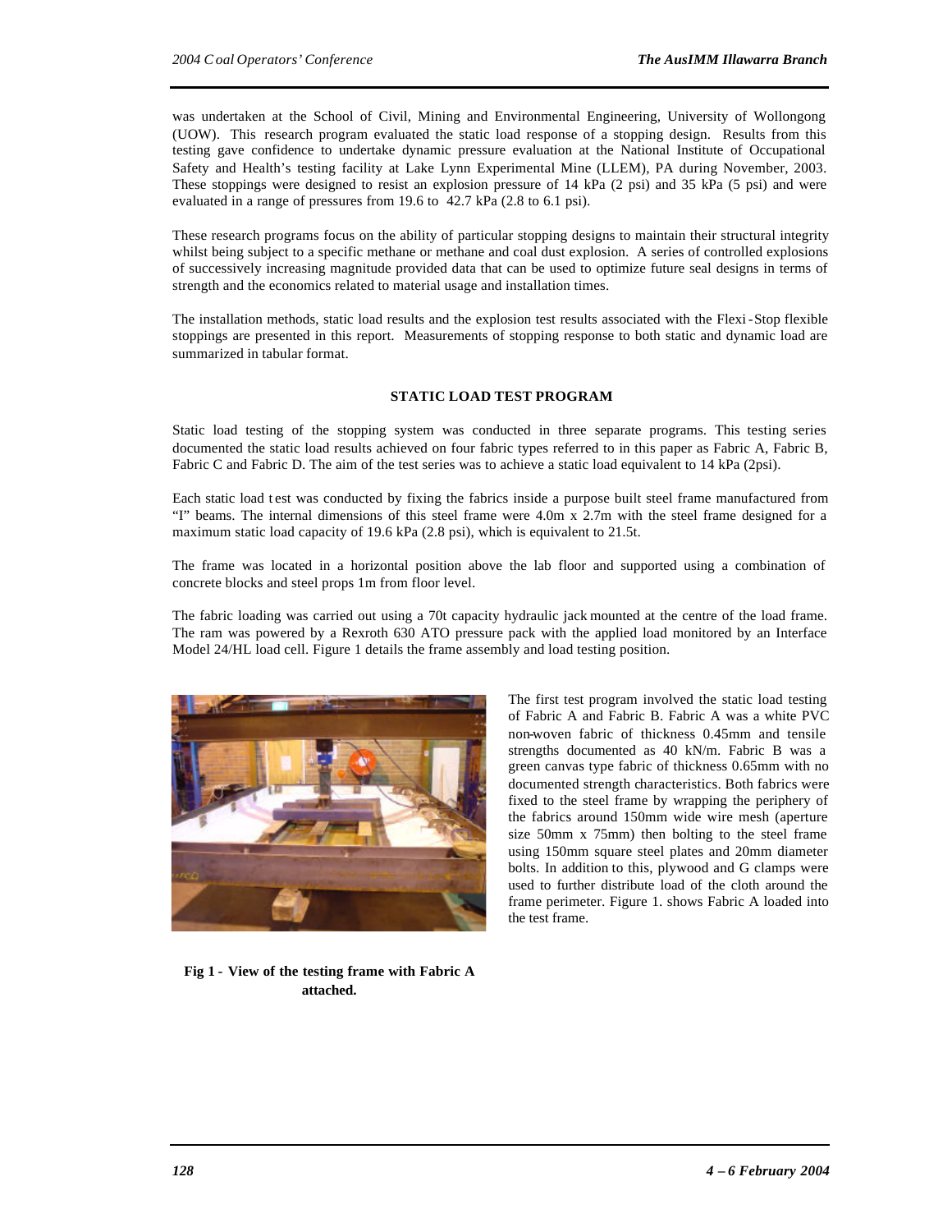was undertaken at the School of Civil, Mining and Environmental Engineering, University of Wollongong (UOW). This research program evaluated the static load response of a stopping design. Results from this testing gave confidence to undertake dynamic pressure evaluation at the National Institute of Occupational Safety and Health's testing facility at Lake Lynn Experimental Mine (LLEM), PA during November, 2003. These stoppings were designed to resist an explosion pressure of 14 kPa (2 psi) and 35 kPa (5 psi) and were evaluated in a range of pressures from 19.6 to 42.7 kPa (2.8 to 6.1 psi).

These research programs focus on the ability of particular stopping designs to maintain their structural integrity whilst being subject to a specific methane or methane and coal dust explosion. A series of controlled explosions of successively increasing magnitude provided data that can be used to optimize future seal designs in terms of strength and the economics related to material usage and installation times.

The installation methods, static load results and the explosion test results associated with the Flexi-Stop flexible stoppings are presented in this report. Measurements of stopping response to both static and dynamic load are summarized in tabular format.

## STATIC LOAD TEST PROGRAM

Static load testing of the stopping system was conducted in three separate programs. This testing series documented the static load results achieved on four fabric types referred to in this paper as Fabric A, Fabric B, Fabric C and Fabric D. The aim of the test series was to achieve a static load equivalent to 14 kPa (2psi).

Each static load test was conducted by fixing the fabrics inside a purpose built steel frame manufactured from "I" beams. The internal dimensions of this steel frame were 4.0m x 2.7m with the steel frame designed for a maximum static load capacity of 19.6 kPa (2.8 psi), which is equivalent to 21.5t.

The frame was located in a horizontal position above the lab floor and supported using a combination of concrete blocks and steel props 1m from floor level.

The fabric loading was carried out using a 70t capacity hydraulic jack mounted at the centre of the load frame. The ram was powered by a Rexroth 630 ATO pressure pack with the applied load monitored by an Interface Model 24/HL load cell. Figure 1 details the frame assembly and load testing position.

**Fig 1 - View of the testing frame with Fabric A attached.**

The first test program involved the static load testing of Fabric A and Fabric B. Fabric A was a white PVC non-woven fabric of thickness 0.45mm and tensile strengths documented as 40 kN/m. Fabric B was a green canvas type fabric of thickness 0.65mm with no documented strength characteristics. Both fabrics were fixed to the steel frame by wrapping the periphery of the fabrics around 150mm wide wire mesh (aperture size 50mm x 75mm) then bolting to the steel frame using 150mm square steel plates and 20mm diameter bolts. In addition to this, plywood and G clamps were used to further distribute load of the cloth around the frame perimeter. Figure 1. shows Fabric A loaded into the test frame.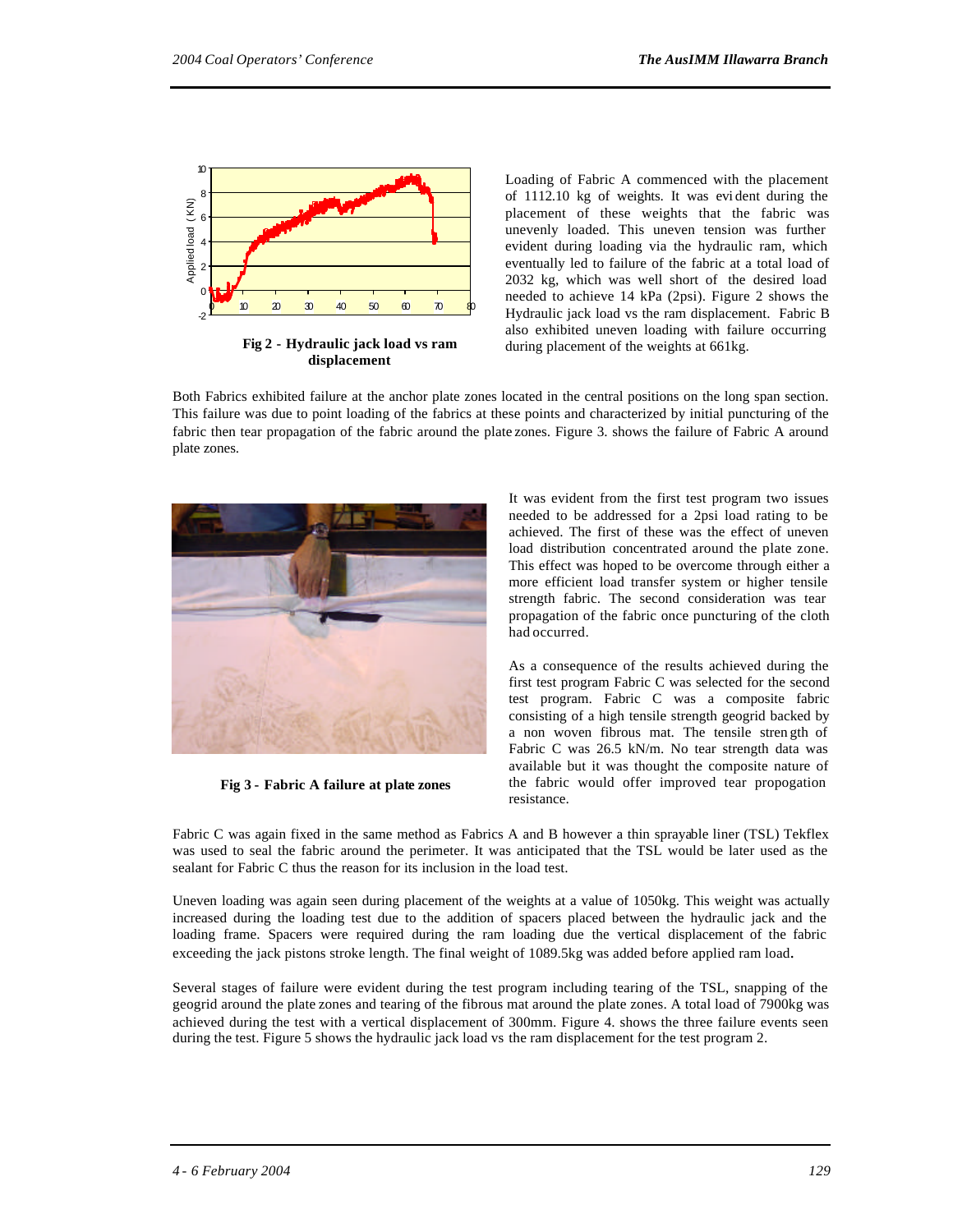Applied load (KN)

10
8
6
4
2
0
-2

0 10 20 30 40 50 60 70 80

**Fig 2 - Hydraulic jack load vs ram displacement**

Loading of Fabric A commenced with the placement of 1112.10 kg of weights. It was evident during the placement of these weights that the fabric was unevenly loaded. This uneven tension was further evident during loading via the hydraulic ram, which eventually led to failure of the fabric at a total load of 2032 kg, which was well short of the desired load needed to achieve 14 kPa (2psi). Figure 2 shows the Hydraulic jack load vs the ram displacement. Fabric B also exhibited uneven loading with failure occurring during placement of the weights at 661kg.

Both Fabrics exhibited failure at the anchor plate zones located in the central positions on the long span section. This failure was due to point loading of the fabrics at these points and characterized by initial puncturing of the fabric then tear propagation of the fabric around the plate zones. Figure 3. shows the failure of Fabric A around plate zones.

**Fig 3 - Fabric A failure at plate zones**

It was evident from the first test program two issues needed to be addressed for a 2psi load rating to be achieved. The first of these was the effect of uneven load distribution concentrated around the plate zone. This effect was hoped to be overcome through either a more efficient load transfer system or higher tensile strength fabric. The second consideration was tear propagation of the fabric once puncturing of the cloth had occurred.

As a consequence of the results achieved during the first test program Fabric C was selected for the second test program. Fabric C was a composite fabric consisting of a high tensile strength geogrid backed by a non woven fibrous mat. The tensile strength of Fabric C was 26.5 kN/m. No tear strength data was available but it was thought the composite nature of the fabric would offer improved tear propogation resistance.

Fabric C was again fixed in the same method as Fabrics A and B however a thin sprayable liner (TSL) Tekflex was used to seal the fabric around the perimeter. It was anticipated that the TSL would be later used as the sealant for Fabric C thus the reason for its inclusion in the load test.

Uneven loading was again seen during placement of the weights at a value of 1050kg. This weight was actually increased during the loading test due to the addition of spacers placed between the hydraulic jack and the loading frame. Spacers were required during the ram loading due the vertical displacement of the fabric exceeding the jack pistons stroke length. The final weight of 1089.5kg was added before applied ram load.

Several stages of failure were evident during the test program including tearing of the TSL, snapping of the geogrid around the plate zones and tearing of the fibrous mat around the plate zones. A total load of 7900kg was achieved during the test with a vertical displacement of 300mm. Figure 4. shows the three failure events seen during the test. Figure 5 shows the hydraulic jack load vs the ram displacement for the test program 2.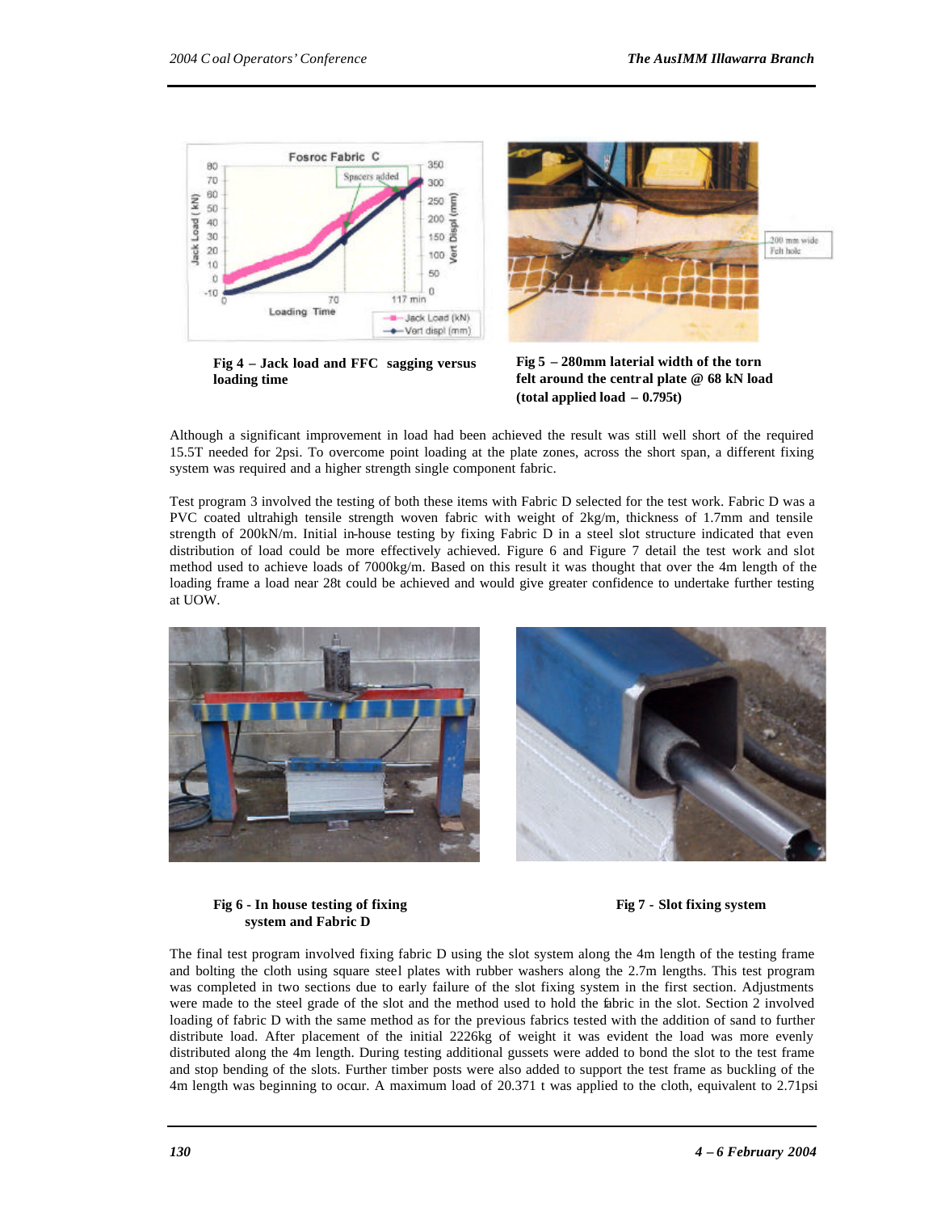Fosroc Fabric C

Jack Load ( kN)

Vert Displ (mm)

Spacers added

80
70
60
50
40
30
20
10
0
-10

350
300
250
200
150
100
50
0

0
70
117 min

Loading Time

Jack Load (kN)
Vert displ (mm)

**Fig 4 – Jack load and FFC sagging versus loading time**

200 mm wide Felt hole

**Fig 5 – 280mm laterial width of the torn felt around the central plate @ 68 kN load (total applied load – 0.795t)**

Although a significant improvement in load had been achieved the result was still well short of the required 15.5T needed for 2psi. To overcome point loading at the plate zones, across the short span, a different fixing system was required and a higher strength single component fabric.

Test program 3 involved the testing of both these items with Fabric D selected for the test work. Fabric D was a PVC coated ultrahigh tensile strength woven fabric with weight of 2kg/m, thickness of 1.7mm and tensile strength of 200kN/m. Initial in-house testing by fixing Fabric D in a steel slot structure indicated that even distribution of load could be more effectively achieved. Figure 6 and Figure 7 detail the test work and slot method used to achieve loads of 7000kg/m. Based on this result it was thought that over the 4m length of the loading frame a load near 28t could be achieved and would give greater confidence to undertake further testing at UOW.

**Fig 6 - In house testing of fixing system and Fabric D**

**Fig 7 - Slot fixing system**

The final test program involved fixing fabric D using the slot system along the 4m length of the testing frame and bolting the cloth using square steel plates with rubber washers along the 2.7m lengths. This test program was completed in two sections due to early failure of the slot fixing system in the first section. Adjustments were made to the steel grade of the slot and the method used to hold the fabric in the slot. Section 2 involved loading of fabric D with the same method as for the previous fabrics tested with the addition of sand to further distribute load. After placement of the initial 2226kg of weight it was evident the load was more evenly distributed along the 4m length. During testing additional gussets were added to bond the slot to the test frame and stop bending of the slots. Further timber posts were also added to support the test frame as buckling of the 4m length was beginning to occur. A maximum load of 20.371 t was applied to the cloth, equivalent to 2.71psi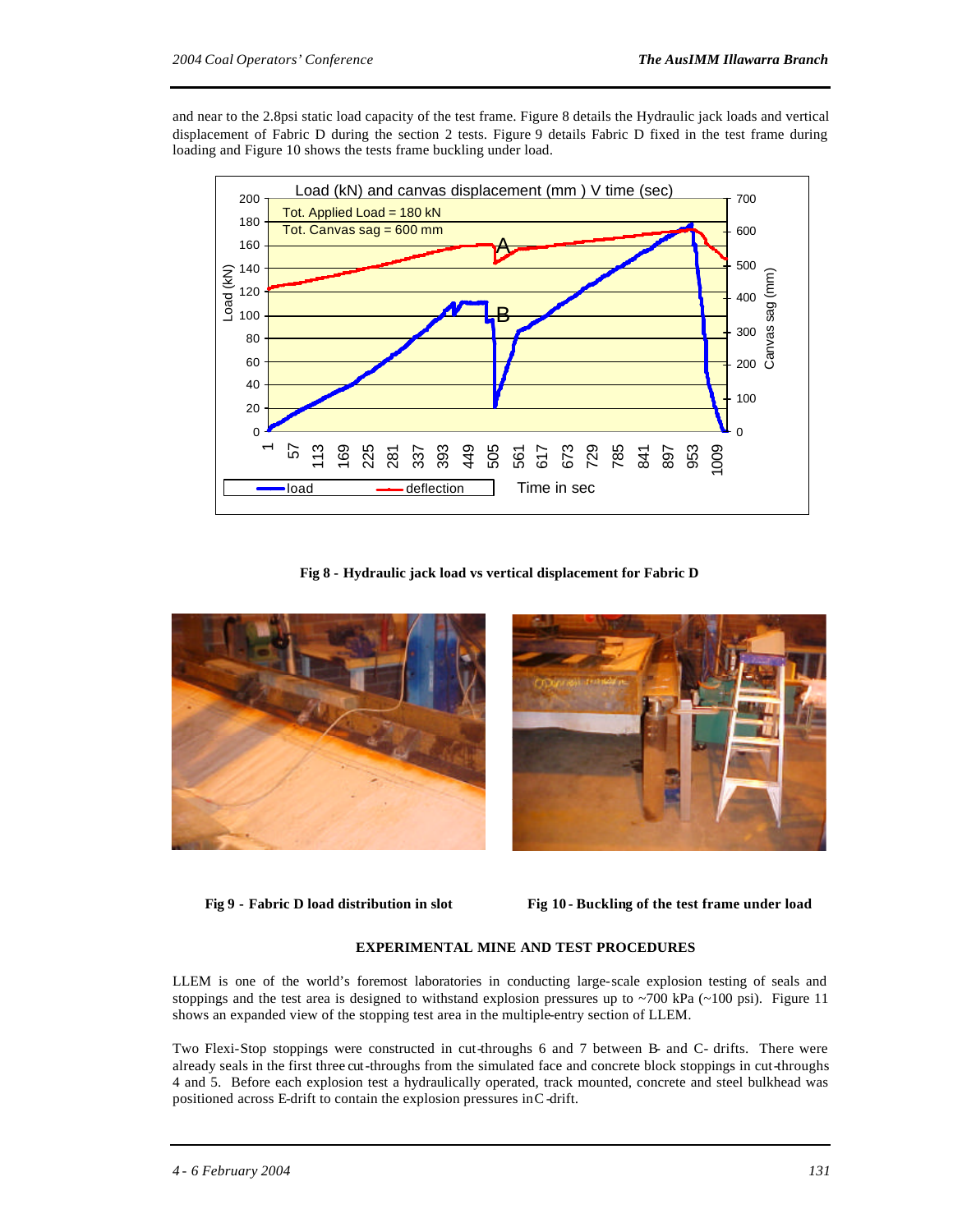and near to the 2.8psi static load capacity of the test frame. Figure 8 details the Hydraulic jack loads and vertical displacement of Fabric D during the section 2 tests. Figure 9 details Fabric D fixed in the test frame during loading and Figure 10 shows the tests frame buckling under load.

Load (kN) and canvas displacement (mm ) V time (sec)

Tot. Applied Load = 180 kN

Tot. Canvas sag = 600 mm

Load (kN)

200
180
160
140
120
100
80
60
40
20
0

Canvas sag (mm)

700
600
500
400
300
200
100
0

A

B

1 57 113 169 225 281 337 393 449 505 561 617 673 729 785 841 897 953 1009

Time in sec

load

deflection

**Fig 8 - Hydraulic jack load vs vertical displacement for Fabric D**

**Fig 9 - Fabric D load distribution in slot**

**Fig 10 - Buckling of the test frame under load**

## EXPERIMENTAL MINE AND TEST PROCEDURES

LLEM is one of the world's foremost laboratories in conducting large-scale explosion testing of seals and stoppings and the test area is designed to withstand explosion pressures up to ~700 kPa (~100 psi). Figure 11 shows an expanded view of the stopping test area in the multiple-entry section of LLEM.

Two Flexi-Stop stoppings were constructed in cut-throughs 6 and 7 between B- and C- drifts. There were already seals in the first three cut-throughs from the simulated face and concrete block stoppings in cut-throughs 4 and 5. Before each explosion test a hydraulically operated, track mounted, concrete and steel bulkhead was positioned across E-drift to contain the explosion pressures in C-drift.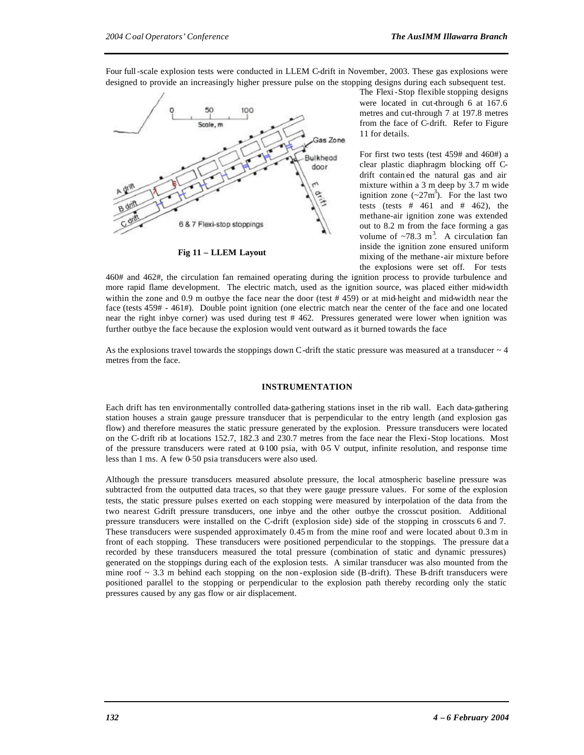Four full-scale explosion tests were conducted in LLEM C-drift in November, 2003. These gas explosions were designed to provide an increasingly higher pressure pulse on the stopping designs during each subsequent test.

0 50 100

Scale, m

Gas Zone

Bulkhead door

A drift

B drift

C drift

E drift

6 & 7 Flexi-stop stoppings

**Fig 11 – LLEM Layout**

The Flexi-Stop flexible stopping designs were located in cut-through 6 at 167.6 metres and cut-through 7 at 197.8 metres from the face of C-drift. Refer to Figure 11 for details.

For first two tests (test 459# and 460#) a clear plastic diaphragm blocking off C-drift contained the natural gas and air mixture within a 3 m deep by 3.7 m wide ignition zone (~27m$^3$). For the last two tests (tests # 461 and # 462), the methane-air ignition zone was extended out to 8.2 m from the face forming a gas volume of ~78.3 m$^3$. A circulation fan inside the ignition zone ensured uniform mixing of the methane-air mixture before the explosions were set off. For tests 460# and 462#, the circulation fan remained operating during the ignition process to provide turbulence and more rapid flame development. The electric match, used as the ignition source, was placed either mid-width within the zone and 0.9 m outbye the face near the door (test # 459) or at mid-height and mid-width near the face (tests 459# - 461#). Double point ignition (one electric match near the center of the face and one located near the right inbye corner) was used during test # 462. Pressures generated were lower when ignition was further outbye the face because the explosion would vent outward as it burned towards the face

As the explosions travel towards the stoppings down C-drift the static pressure was measured at a transducer ~ 4 metres from the face.

## INSTRUMENTATION

Each drift has ten environmentally controlled data-gathering stations inset in the rib wall. Each data-gathering station houses a strain gauge pressure transducer that is perpendicular to the entry length (and explosion gas flow) and therefore measures the static pressure generated by the explosion. Pressure transducers were located on the C-drift rib at locations 152.7, 182.3 and 230.7 metres from the face near the Flexi-Stop locations. Most of the pressure transducers were rated at 0-100 psia, with 0-5 V output, infinite resolution, and response time less than 1 ms. A few 0-50 psia transducers were also used.

Although the pressure transducers measured absolute pressure, the local atmospheric baseline pressure was subtracted from the outputted data traces, so that they were gauge pressure values. For some of the explosion tests, the static pressure pulses exerted on each stopping were measured by interpolation of the data from the two nearest C-drift pressure transducers, one inbye and the other outbye the crosscut position. Additional pressure transducers were installed on the C-drift (explosion side) side of the stopping in crosscuts 6 and 7. These transducers were suspended approximately 0.45 m from the mine roof and were located about 0.3 m in front of each stopping. These transducers were positioned perpendicular to the stoppings. The pressure data recorded by these transducers measured the total pressure (combination of static and dynamic pressures) generated on the stoppings during each of the explosion tests. A similar transducer was also mounted from the mine roof ~ 3.3 m behind each stopping on the non-explosion side (B-drift). These B-drift transducers were positioned parallel to the stopping or perpendicular to the explosion path thereby recording only the static pressures caused by any gas flow or air displacement.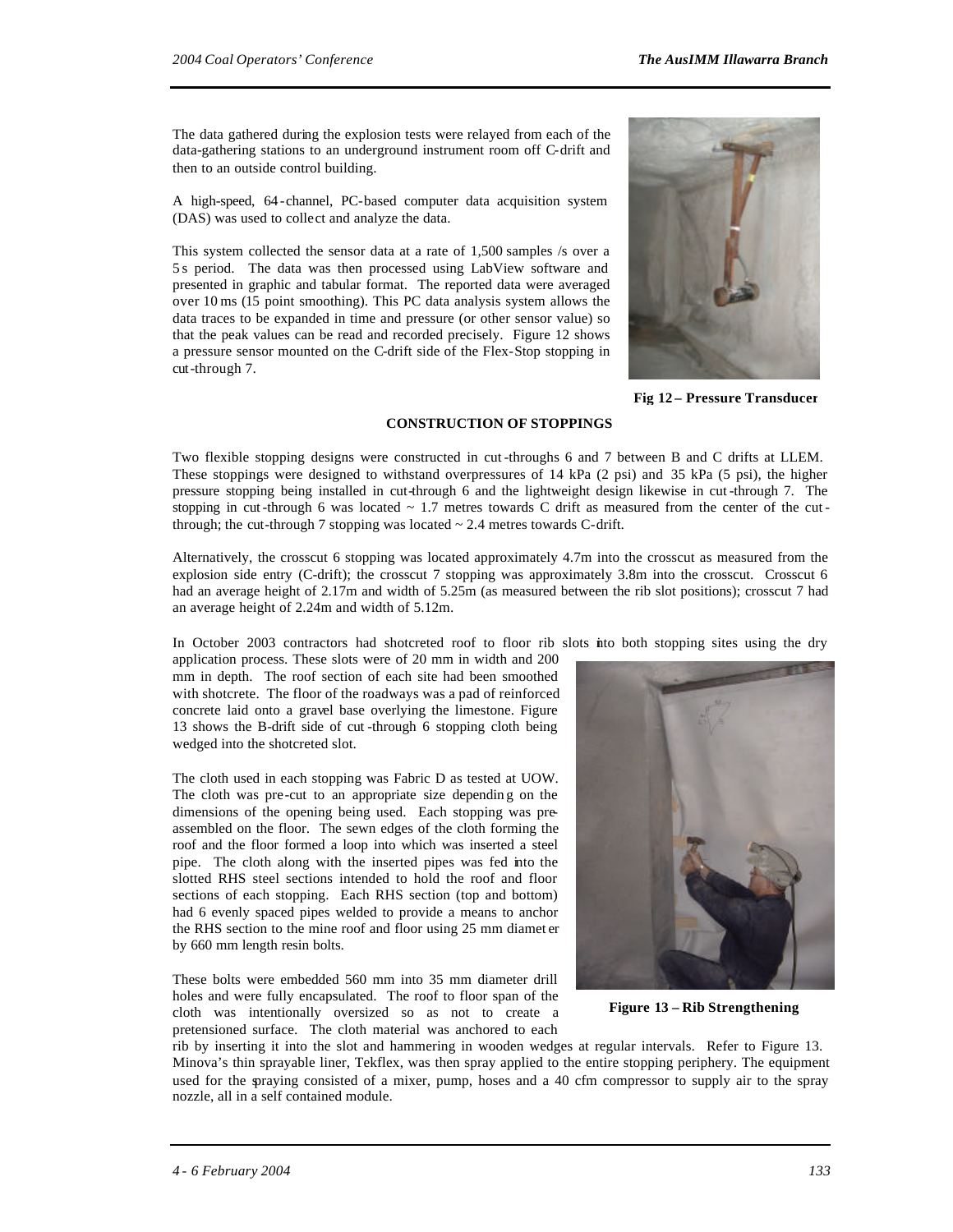The data gathered during the explosion tests were relayed from each of the data-gathering stations to an underground instrument room off C-drift and then to an outside control building.

A high-speed, 64-channel, PC-based computer data acquisition system (DAS) was used to collect and analyze the data.

This system collected the sensor data at a rate of 1,500 samples /s over a 5 s period. The data was then processed using LabView software and presented in graphic and tabular format. The reported data were averaged over 10 ms (15 point smoothing). This PC data analysis system allows the data traces to be expanded in time and pressure (or other sensor value) so that the peak values can be read and recorded precisely. Figure 12 shows a pressure sensor mounted on the C-drift side of the Flex-Stop stopping in cut-through 7.

**Fig 12 – Pressure Transducer**

## CONSTRUCTION OF STOPPINGS

Two flexible stopping designs were constructed in cut-throughs 6 and 7 between B and C drifts at LLEM. These stoppings were designed to withstand overpressures of 14 kPa (2 psi) and 35 kPa (5 psi), the higher pressure stopping being installed in cut-through 6 and the lightweight design likewise in cut-through 7. The stopping in cut-through 6 was located ~ 1.7 metres towards C drift as measured from the center of the cut-through; the cut-through 7 stopping was located ~ 2.4 metres towards C-drift.

Alternatively, the crosscut 6 stopping was located approximately 4.7m into the crosscut as measured from the explosion side entry (C-drift); the crosscut 7 stopping was approximately 3.8m into the crosscut. Crosscut 6 had an average height of 2.17m and width of 5.25m (as measured between the rib slot positions); crosscut 7 had an average height of 2.24m and width of 5.12m.

In October 2003 contractors had shotcreted roof to floor rib slots into both stopping sites using the dry application process. These slots were of 20 mm in width and 200 mm in depth. The roof section of each site had been smoothed with shotcrete. The floor of the roadways was a pad of reinforced concrete laid onto a gravel base overlying the limestone. Figure 13 shows the B-drift side of cut-through 6 stopping cloth being wedged into the shotcreted slot.

The cloth used in each stopping was Fabric D as tested at UOW. The cloth was pre-cut to an appropriate size depending on the dimensions of the opening being used. Each stopping was pre-assembled on the floor. The sewn edges of the cloth forming the roof and the floor formed a loop into which was inserted a steel pipe. The cloth along with the inserted pipes was fed into the slotted RHS steel sections intended to hold the roof and floor sections of each stopping. Each RHS section (top and bottom) had 6 evenly spaced pipes welded to provide a means to anchor the RHS section to the mine roof and floor using 25 mm diameter by 660 mm length resin bolts.

**Figure 13 – Rib Strengthening**

These bolts were embedded 560 mm into 35 mm diameter drill holes and were fully encapsulated. The roof to floor span of the cloth was intentionally oversized so as not to create a pretensioned surface. The cloth material was anchored to each rib by inserting it into the slot and hammering in wooden wedges at regular intervals. Refer to Figure 13. Minova's thin sprayable liner, Tekflex, was then spray applied to the entire stopping periphery. The equipment used for the spraying consisted of a mixer, pump, hoses and a 40 cfm compressor to supply air to the spray nozzle, all in a self contained module.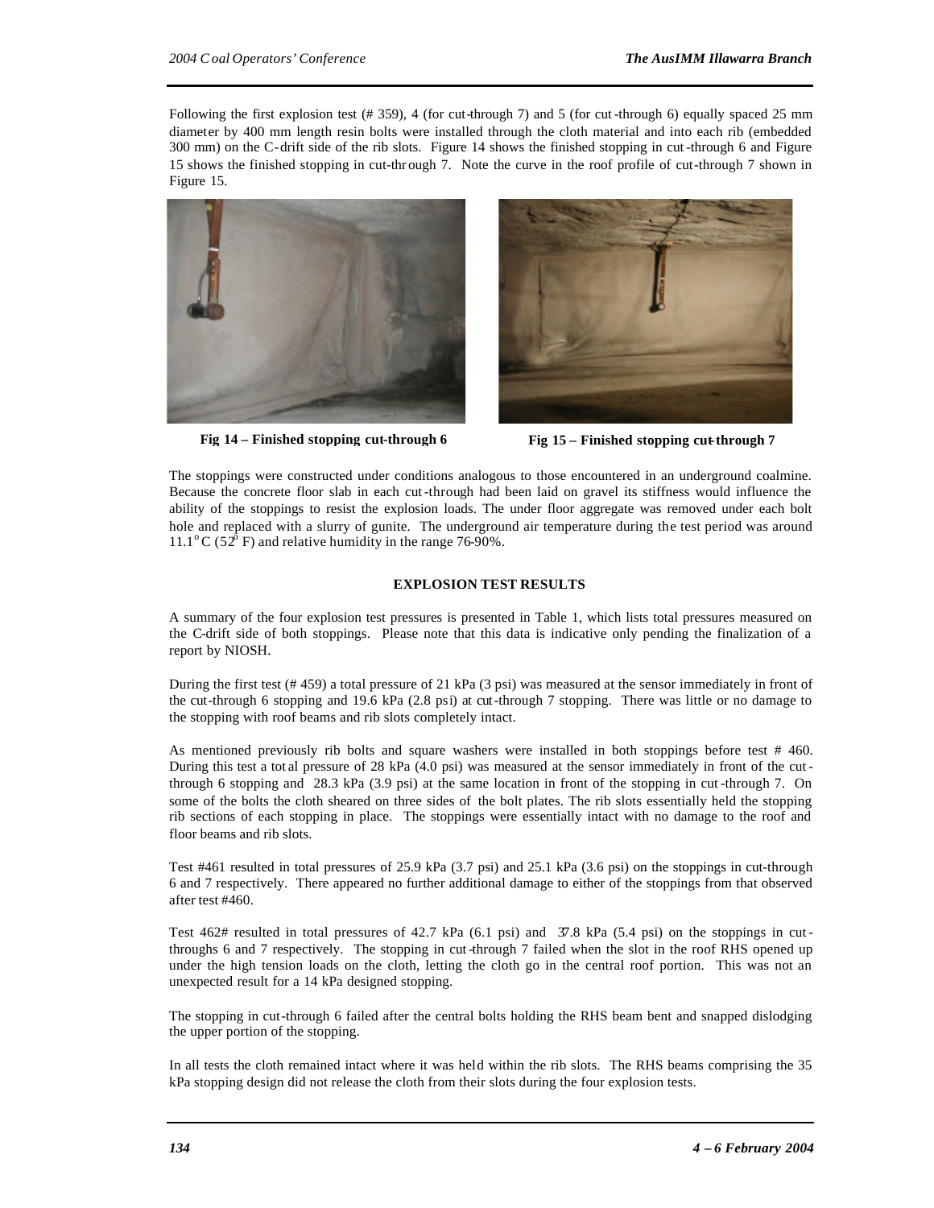Following the first explosion test (# 359), 4 (for cut-through 7) and 5 (for cut-through 6) equally spaced 25 mm diameter by 400 mm length resin bolts were installed through the cloth material and into each rib (embedded 300 mm) on the C-drift side of the rib slots. Figure 14 shows the finished stopping in cut-through 6 and Figure 15 shows the finished stopping in cut-through 7. Note the curve in the roof profile of cut-through 7 shown in Figure 15.

**Fig 14 – Finished stopping cut-through 6**

**Fig 15 – Finished stopping cut-through 7**

The stoppings were constructed under conditions analogous to those encountered in an underground coalmine. Because the concrete floor slab in each cut-through had been laid on gravel its stiffness would influence the ability of the stoppings to resist the explosion loads. The under floor aggregate was removed under each bolt hole and replaced with a slurry of gunite. The underground air temperature during the test period was around $11.1^{o}$C ($52^{0}$ F) and relative humidity in the range 76-90%.

## EXPLOSION TEST RESULTS

A summary of the four explosion test pressures is presented in Table 1, which lists total pressures measured on the C-drift side of both stoppings. Please note that this data is indicative only pending the finalization of a report by NIOSH.

During the first test (# 459) a total pressure of 21 kPa (3 psi) was measured at the sensor immediately in front of the cut-through 6 stopping and 19.6 kPa (2.8 psi) at cut-through 7 stopping. There was little or no damage to the stopping with roof beams and rib slots completely intact.

As mentioned previously rib bolts and square washers were installed in both stoppings before test # 460. During this test a total pressure of 28 kPa (4.0 psi) was measured at the sensor immediately in front of the cut-through 6 stopping and 28.3 kPa (3.9 psi) at the same location in front of the stopping in cut-through 7. On some of the bolts the cloth sheared on three sides of the bolt plates. The rib slots essentially held the stopping rib sections of each stopping in place. The stoppings were essentially intact with no damage to the roof and floor beams and rib slots.

Test #461 resulted in total pressures of 25.9 kPa (3.7 psi) and 25.1 kPa (3.6 psi) on the stoppings in cut-through 6 and 7 respectively. There appeared no further additional damage to either of the stoppings from that observed after test #460.

Test 462# resulted in total pressures of 42.7 kPa (6.1 psi) and 37.8 kPa (5.4 psi) on the stoppings in cut-throughs 6 and 7 respectively. The stopping in cut-through 7 failed when the slot in the roof RHS opened up under the high tension loads on the cloth, letting the cloth go in the central roof portion. This was not an unexpected result for a 14 kPa designed stopping.

The stopping in cut-through 6 failed after the central bolts holding the RHS beam bent and snapped dislodging the upper portion of the stopping.

In all tests the cloth remained intact where it was held within the rib slots. The RHS beams comprising the 35 kPa stopping design did not release the cloth from their slots during the four explosion tests.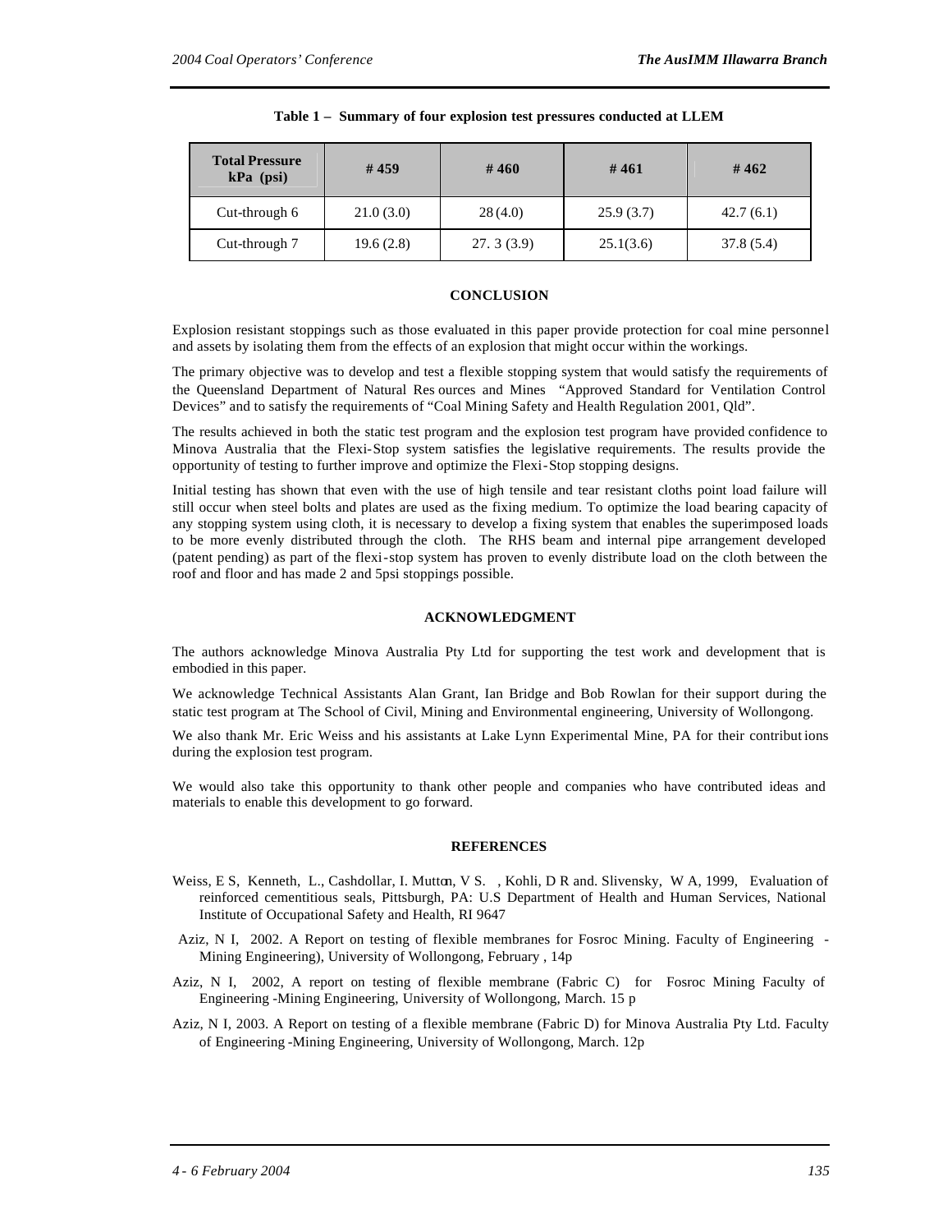**Table 1 – Summary of four explosion test pressures conducted at LLEM**

| Total Pressure kPa (psi) | # 459 | # 460 | # 461 | # 462 |
|---|---|---|---|---|
| Cut-through 6 | 21.0 (3.0) | 28 (4.0) | 25.9 (3.7) | 42.7 (6.1) |
| Cut-through 7 | 19.6 (2.8) | 27. 3 (3.9) | 25.1(3.6) | 37.8 (5.4) |

## CONCLUSION

Explosion resistant stoppings such as those evaluated in this paper provide protection for coal mine personnel and assets by isolating them from the effects of an explosion that might occur within the workings.

The primary objective was to develop and test a flexible stopping system that would satisfy the requirements of the Queensland Department of Natural Resources and Mines "Approved Standard for Ventilation Control Devices" and to satisfy the requirements of "Coal Mining Safety and Health Regulation 2001, Qld".

The results achieved in both the static test program and the explosion test program have provided confidence to Minova Australia that the Flexi-Stop system satisfies the legislative requirements. The results provide the opportunity of testing to further improve and optimize the Flexi-Stop stopping designs.

Initial testing has shown that even with the use of high tensile and tear resistant cloths point load failure will still occur when steel bolts and plates are used as the fixing medium. To optimize the load bearing capacity of any stopping system using cloth, it is necessary to develop a fixing system that enables the superimposed loads to be more evenly distributed through the cloth. The RHS beam and internal pipe arrangement developed (patent pending) as part of the flexi-stop system has proven to evenly distribute load on the cloth between the roof and floor and has made 2 and 5psi stoppings possible.

## ACKNOWLEDGMENT

The authors acknowledge Minova Australia Pty Ltd for supporting the test work and development that is embodied in this paper.

We acknowledge Technical Assistants Alan Grant, Ian Bridge and Bob Rowlan for their support during the static test program at The School of Civil, Mining and Environmental engineering, University of Wollongong.

We also thank Mr. Eric Weiss and his assistants at Lake Lynn Experimental Mine, PA for their contributions during the explosion test program.

We would also take this opportunity to thank other people and companies who have contributed ideas and materials to enable this development to go forward.

## REFERENCES

Weiss, E S, Kenneth, L., Cashdollar, I. Mutton, V S. , Kohli, D R and. Slivensky, W A, 1999, Evaluation of reinforced cementitious seals, Pittsburgh, PA: U.S Department of Health and Human Services, National Institute of Occupational Safety and Health, RI 9647

Aziz, N I, 2002. A Report on testing of flexible membranes for Fosroc Mining. Faculty of Engineering - Mining Engineering), University of Wollongong, February , 14p

Aziz, N I, 2002, A report on testing of flexible membrane (Fabric C) for Fosroc Mining Faculty of Engineering -Mining Engineering, University of Wollongong, March. 15 p

Aziz, N I, 2003. A Report on testing of a flexible membrane (Fabric D) for Minova Australia Pty Ltd. Faculty of Engineering -Mining Engineering, University of Wollongong, March. 12p